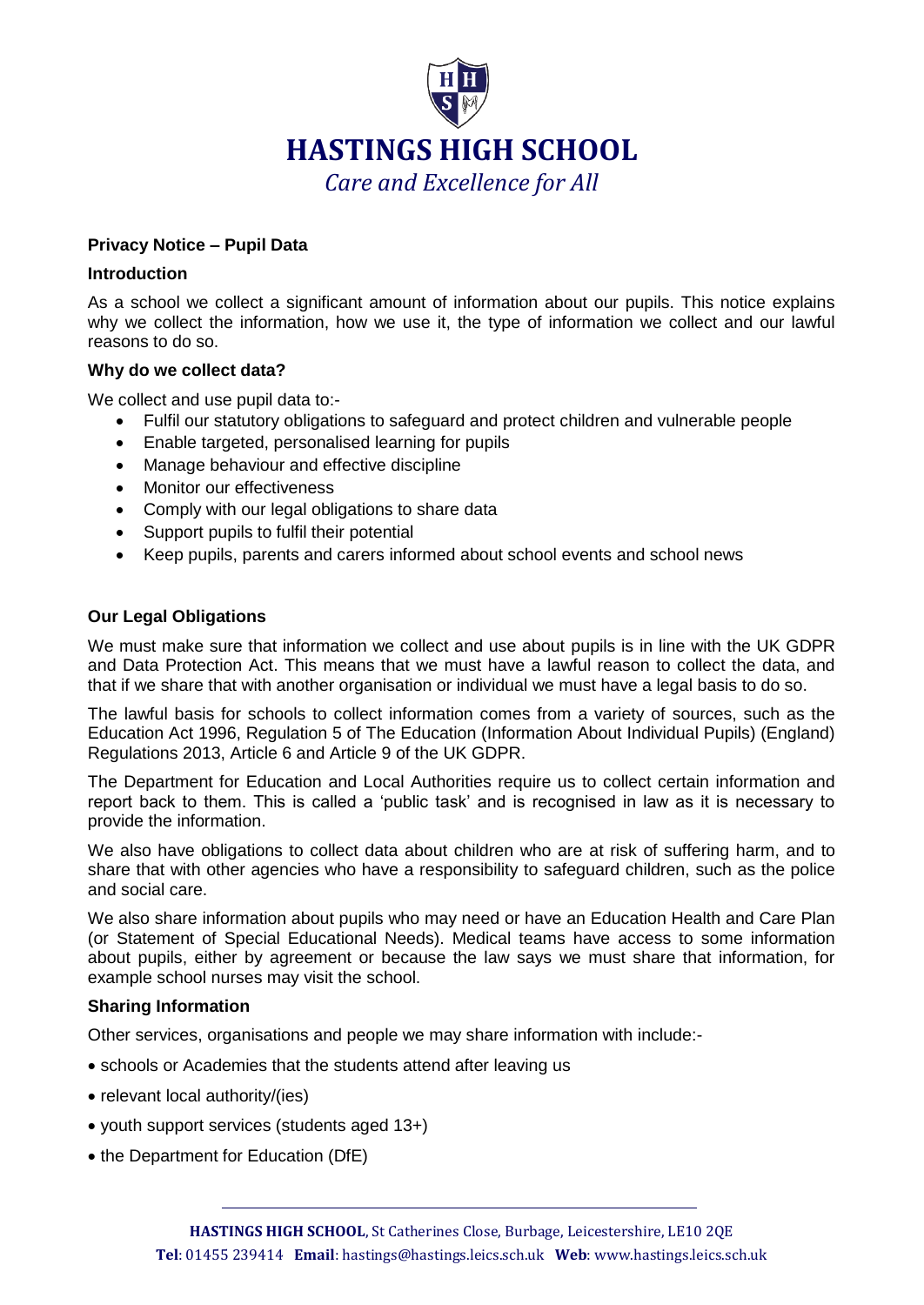# HASTINGS HIGH SCHOOL

*Care and Excellence for All*

## Privacy Notice – Pupil Data

### Introduction

As a school we collect a significant amount of information about our pupils. This notice explains why we collect the information, how we use it, the type of information we collect and our lawful reasons to do so.

### Why do we collect data?

We collect and use pupil data to:-

- Fulfil our statutory obligations to safeguard and protect children and vulnerable people
- Enable targeted, personalised learning for pupils
- Manage behaviour and effective discipline
- Monitor our effectiveness
- Comply with our legal obligations to share data
- Support pupils to fulfil their potential
- Keep pupils, parents and carers informed about school events and school news

### Our Legal Obligations

We must make sure that information we collect and use about pupils is in line with the UK GDPR and Data Protection Act. This means that we must have a lawful reason to collect the data, and that if we share that with another organisation or individual we must have a legal basis to do so.

The lawful basis for schools to collect information comes from a variety of sources, such as the Education Act 1996, Regulation 5 of The Education (Information About Individual Pupils) (England) Regulations 2013, Article 6 and Article 9 of the UK GDPR.

The Department for Education and Local Authorities require us to collect certain information and report back to them. This is called a 'public task' and is recognised in law as it is necessary to provide the information.

We also have obligations to collect data about children who are at risk of suffering harm, and to share that with other agencies who have a responsibility to safeguard children, such as the police and social care.

We also share information about pupils who may need or have an Education Health and Care Plan (or Statement of Special Educational Needs). Medical teams have access to some information about pupils, either by agreement or because the law says we must share that information, for example school nurses may visit the school.

### Sharing Information

Other services, organisations and people we may share information with include:-

- schools or Academies that the students attend after leaving us
- relevant local authority/(ies)
- youth support services (students aged 13+)
- the Department for Education (DfE)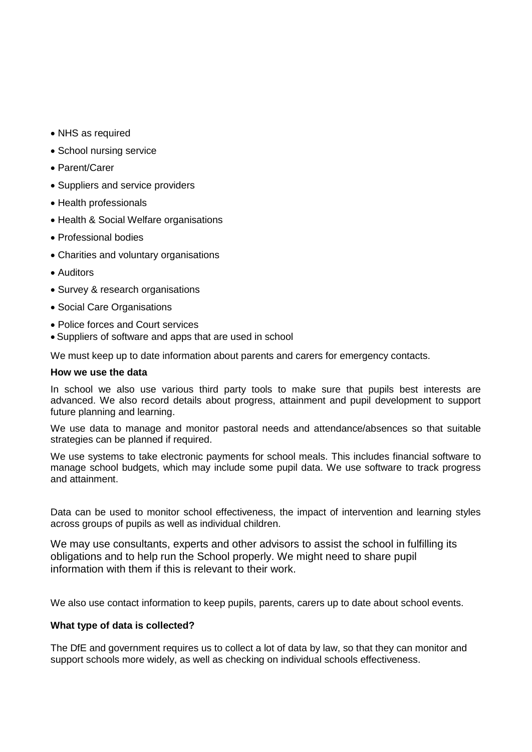- NHS as required
- School nursing service
- Parent/Carer
- Suppliers and service providers
- Health professionals
- Health & Social Welfare organisations
- Professional bodies
- Charities and voluntary organisations
- Auditors
- Survey & research organisations
- Social Care Organisations
- Police forces and Court services
- Suppliers of software and apps that are used in school

We must keep up to date information about parents and carers for emergency contacts.

**How we use the data**

In school we also use various third party tools to make sure that pupils best interests are advanced. We also record details about progress, attainment and pupil development to support future planning and learning.

We use data to manage and monitor pastoral needs and attendance/absences so that suitable strategies can be planned if required.

We use systems to take electronic payments for school meals. This includes financial software to manage school budgets, which may include some pupil data. We use software to track progress and attainment.

Data can be used to monitor school effectiveness, the impact of intervention and learning styles across groups of pupils as well as individual children.

We may use consultants, experts and other advisors to assist the school in fulfilling its obligations and to help run the School properly. We might need to share pupil information with them if this is relevant to their work.

We also use contact information to keep pupils, parents, carers up to date about school events.

**What type of data is collected?**

The DfE and government requires us to collect a lot of data by law, so that they can monitor and support schools more widely, as well as checking on individual schools effectiveness.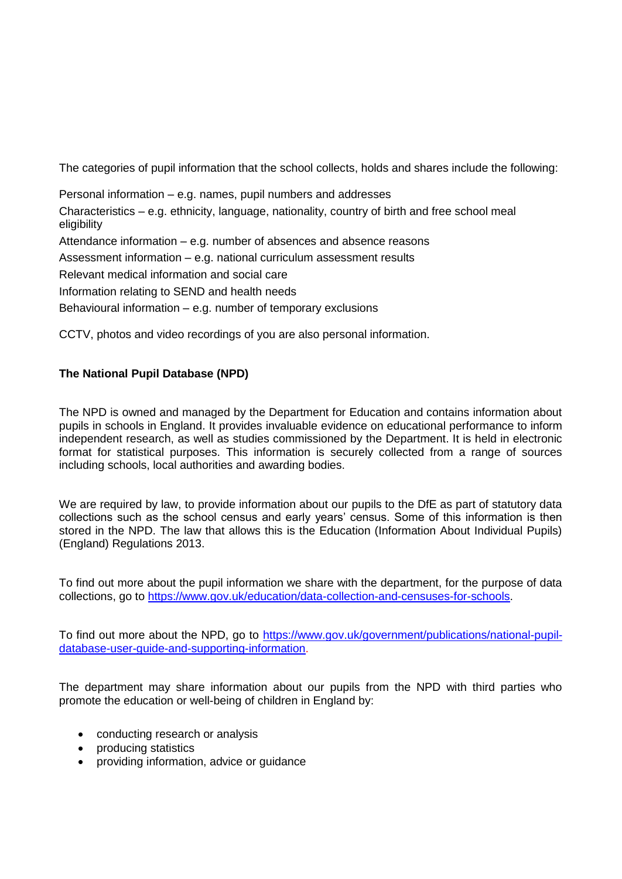The categories of pupil information that the school collects, holds and shares include the following:

Personal information – e.g. names, pupil numbers and addresses

Characteristics – e.g. ethnicity, language, nationality, country of birth and free school meal eligibility

Attendance information – e.g. number of absences and absence reasons

Assessment information – e.g. national curriculum assessment results

Relevant medical information and social care

Information relating to SEND and health needs

Behavioural information – e.g. number of temporary exclusions

CCTV, photos and video recordings of you are also personal information.

**The National Pupil Database (NPD)**

The NPD is owned and managed by the Department for Education and contains information about pupils in schools in England. It provides invaluable evidence on educational performance to inform independent research, as well as studies commissioned by the Department. It is held in electronic format for statistical purposes. This information is securely collected from a range of sources including schools, local authorities and awarding bodies.

We are required by law, to provide information about our pupils to the DfE as part of statutory data collections such as the school census and early years' census. Some of this information is then stored in the NPD. The law that allows this is the Education (Information About Individual Pupils) (England) Regulations 2013.

To find out more about the pupil information we share with the department, for the purpose of data collections, go to [https://www.gov.uk/education/data-collection-and-censuses-for-schools](https://www.gov.uk/education/data-collection-and-censuses-for-schools).

To find out more about the NPD, go to [https://www.gov.uk/government/publications/national-pupil-database-user-guide-and-supporting-information](https://www.gov.uk/government/publications/national-pupil-database-user-guide-and-supporting-information).

The department may share information about our pupils from the NPD with third parties who promote the education or well-being of children in England by:

- conducting research or analysis
- producing statistics
- providing information, advice or guidance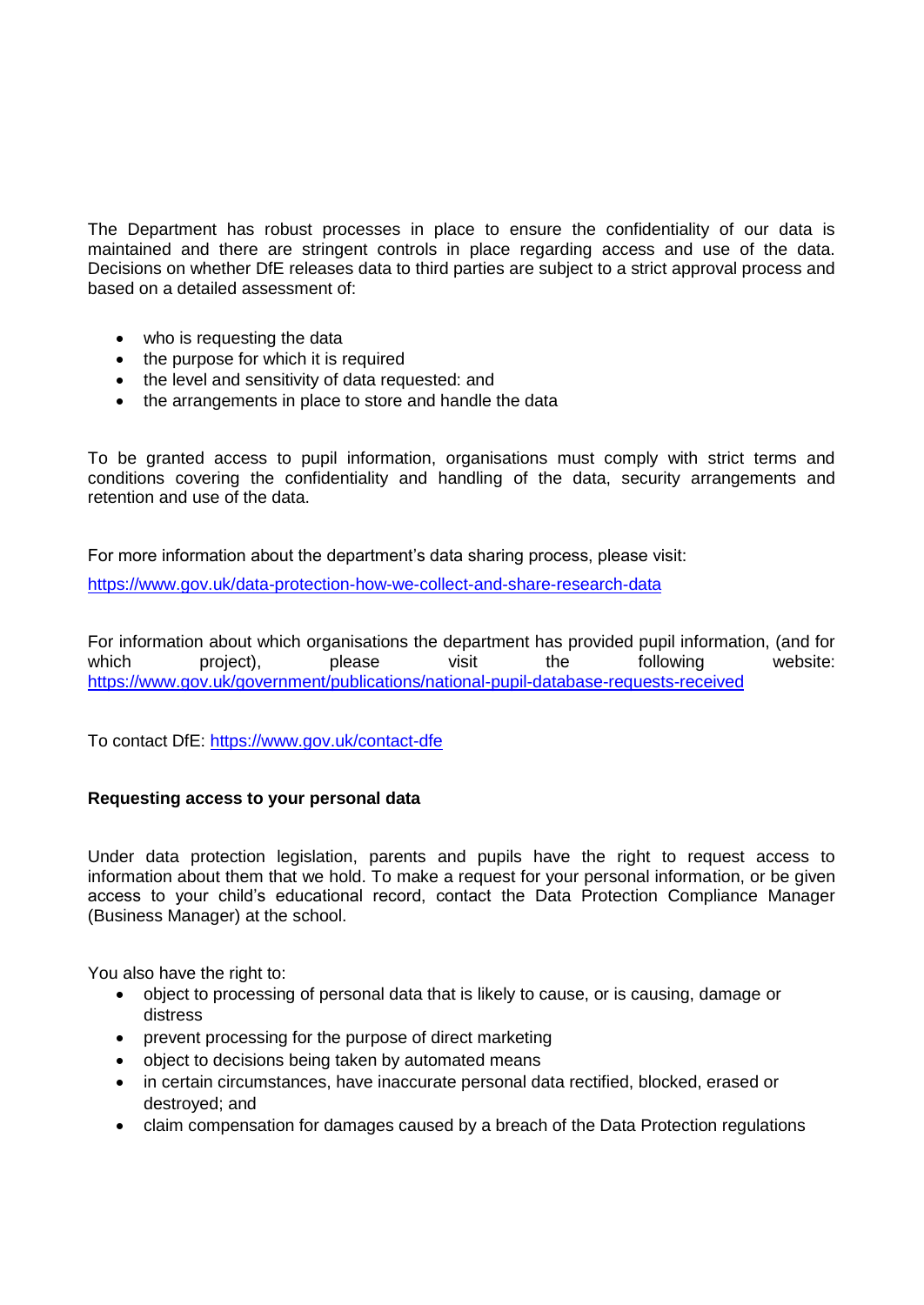The Department has robust processes in place to ensure the confidentiality of our data is maintained and there are stringent controls in place regarding access and use of the data. Decisions on whether DfE releases data to third parties are subject to a strict approval process and based on a detailed assessment of:

- who is requesting the data
- the purpose for which it is required
- the level and sensitivity of data requested: and
- the arrangements in place to store and handle the data

To be granted access to pupil information, organisations must comply with strict terms and conditions covering the confidentiality and handling of the data, security arrangements and retention and use of the data.

For more information about the department's data sharing process, please visit:

https://www.gov.uk/data-protection-how-we-collect-and-share-research-data

For information about which organisations the department has provided pupil information, (and for which project), please visit the following website: https://www.gov.uk/government/publications/national-pupil-database-requests-received

To contact DfE: https://www.gov.uk/contact-dfe

**Requesting access to your personal data**

Under data protection legislation, parents and pupils have the right to request access to information about them that we hold. To make a request for your personal information, or be given access to your child's educational record, contact the Data Protection Compliance Manager (Business Manager) at the school.

You also have the right to:

- object to processing of personal data that is likely to cause, or is causing, damage or distress
- prevent processing for the purpose of direct marketing
- object to decisions being taken by automated means
- in certain circumstances, have inaccurate personal data rectified, blocked, erased or destroyed; and
- claim compensation for damages caused by a breach of the Data Protection regulations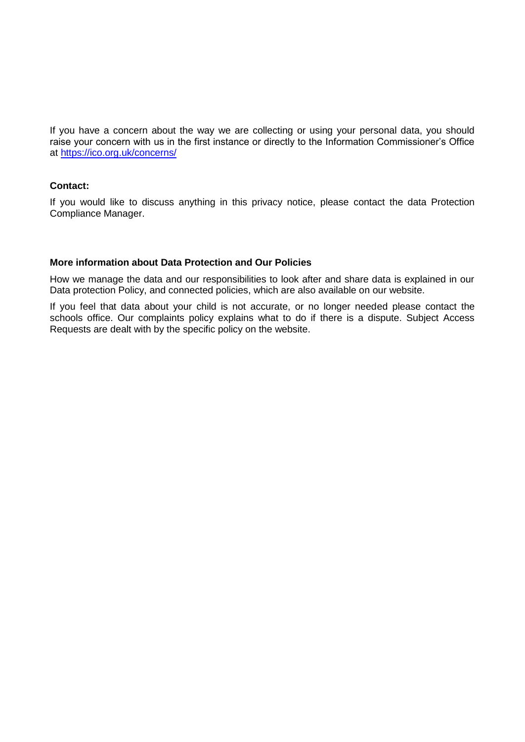If you have a concern about the way we are collecting or using your personal data, you should raise your concern with us in the first instance or directly to the Information Commissioner's Office at https://ico.org.uk/concerns/

**Contact:**

If you would like to discuss anything in this privacy notice, please contact the data Protection Compliance Manager.

**More information about Data Protection and Our Policies**

How we manage the data and our responsibilities to look after and share data is explained in our Data protection Policy, and connected policies, which are also available on our website.

If you feel that data about your child is not accurate, or no longer needed please contact the schools office. Our complaints policy explains what to do if there is a dispute. Subject Access Requests are dealt with by the specific policy on the website.